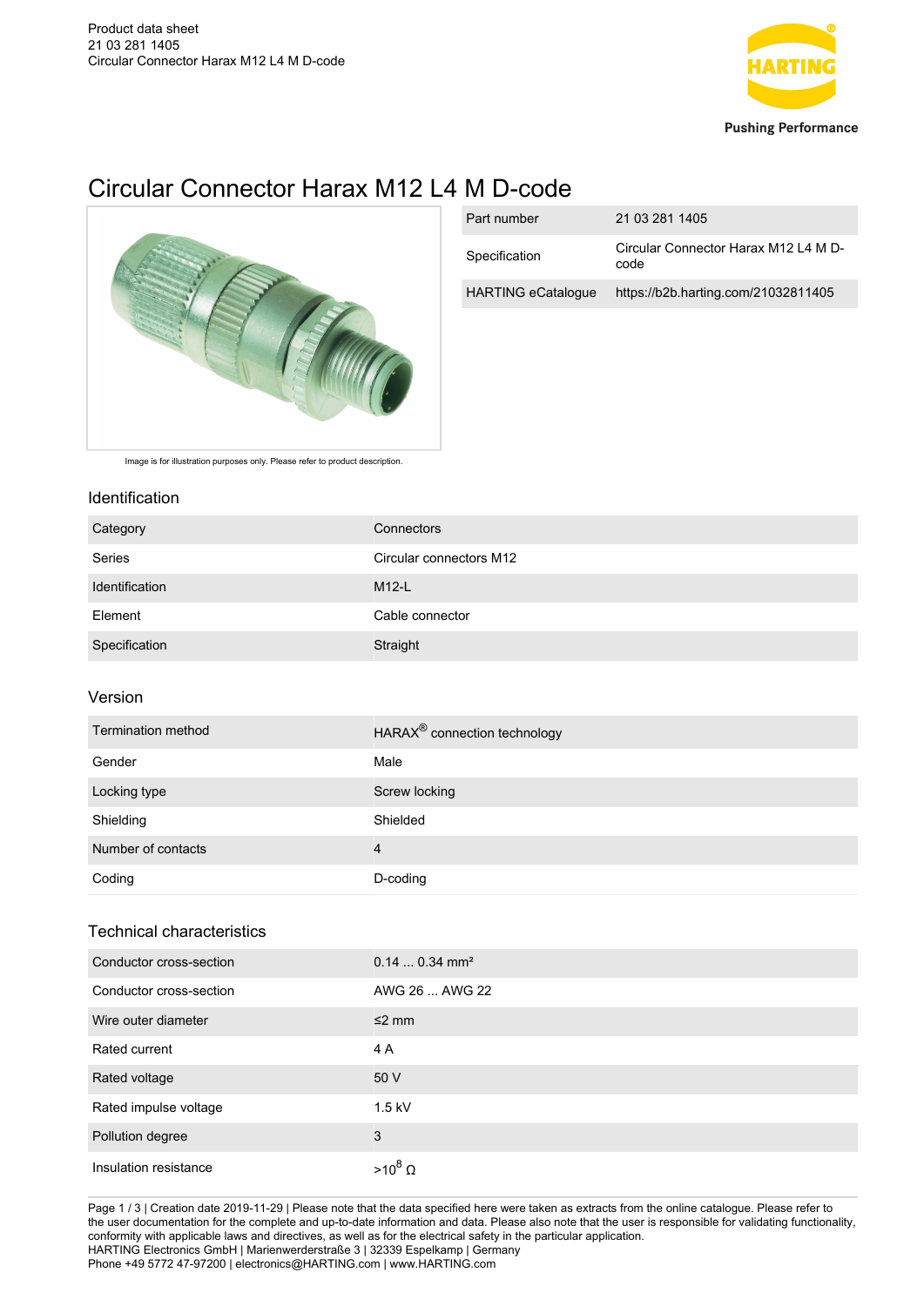# Circular Connector Harax M12 L4 M D-code

| Part number | 21 03 281 1405 |
|---|---|
| Specification | Circular Connector Harax M12 L4 M D-code |
| HARTING eCatalogue | https://b2b.harting.com/21032811405 |

Image is for illustration purposes only. Please refer to product description.

## Identification

| Category | Connectors |
|---|---|
| Series | Circular connectors M12 |
| Identification | M12-L |
| Element | Cable connector |
| Specification | Straight |

## Version

| Termination method | HARAX® connection technology |
|---|---|
| Gender | Male |
| Locking type | Screw locking |
| Shielding | Shielded |
| Number of contacts | 4 |
| Coding | D-coding |

## Technical characteristics

| Conductor cross-section | 0.14 ... 0.34 mm² |
|---|---|
| Conductor cross-section | AWG 26 ... AWG 22 |
| Wire outer diameter | ≤2 mm |
| Rated current | 4 A |
| Rated voltage | 50 V |
| Rated impulse voltage | 1.5 kV |
| Pollution degree | 3 |
| Insulation resistance | $>10^8$ Ω |

Page 1 / 3 | Creation date 2019-11-29 | Please note that the data specified here were taken as extracts from the online catalogue. Please refer to the user documentation for the complete and up-to-date information and data. Please also note that the user is responsible for validating functionality, conformity with applicable laws and directives, as well as for the electrical safety in the particular application.
HARTING Electronics GmbH | Marienwerderstraße 3 | 32339 Espelkamp | Germany
Phone +49 5772 47-97200 | electronics@HARTING.com | www.HARTING.com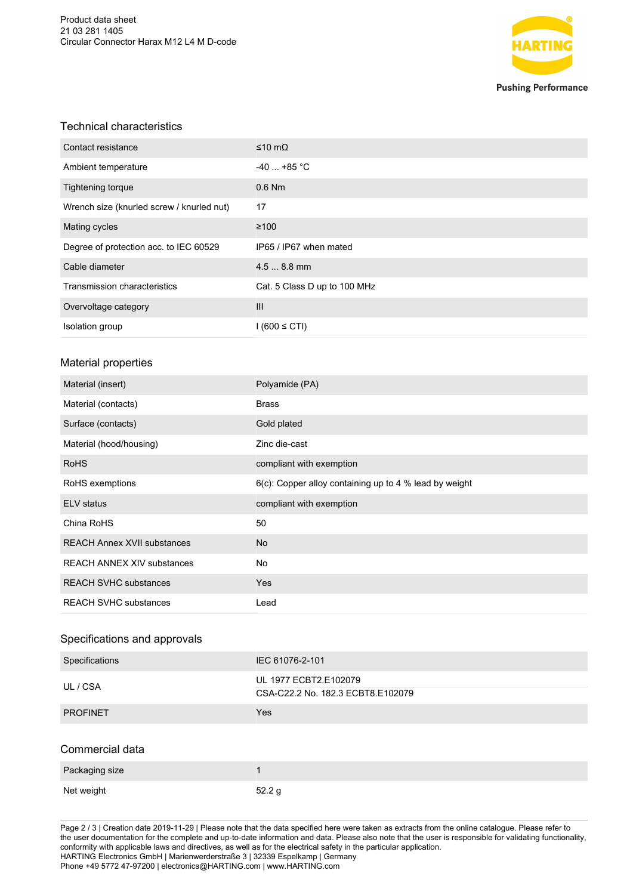## Technical characteristics

| | |
|---|---|
| Contact resistance | ≤10 mΩ |
| Ambient temperature | -40 ... +85 °C |
| Tightening torque | 0.6 Nm |
| Wrench size (knurled screw / knurled nut) | 17 |
| Mating cycles | ≥100 |
| Degree of protection acc. to IEC 60529 | IP65 / IP67 when mated |
| Cable diameter | 4.5 ... 8.8 mm |
| Transmission characteristics | Cat. 5 Class D up to 100 MHz |
| Overvoltage category | III |
| Isolation group | I (600 ≤ CTI) |

## Material properties

| | |
|---|---|
| Material (insert) | Polyamide (PA) |
| Material (contacts) | Brass |
| Surface (contacts) | Gold plated |
| Material (hood/housing) | Zinc die-cast |
| RoHS | compliant with exemption |
| RoHS exemptions | 6(c): Copper alloy containing up to 4 % lead by weight |
| ELV status | compliant with exemption |
| China RoHS | 50 |
| REACH Annex XVII substances | No |
| REACH ANNEX XIV substances | No |
| REACH SVHC substances | Yes |
| REACH SVHC substances | Lead |

## Specifications and approvals

| | |
|---|---|
| Specifications | IEC 61076-2-101 |
| UL / CSA | UL 1977 ECBT2.E102079<br>CSA-C22.2 No. 182.3 ECBT8.E102079 |
| PROFINET | Yes |

## Commercial data

| | |
|---|---|
| Packaging size | 1 |
| Net weight | 52.2 g |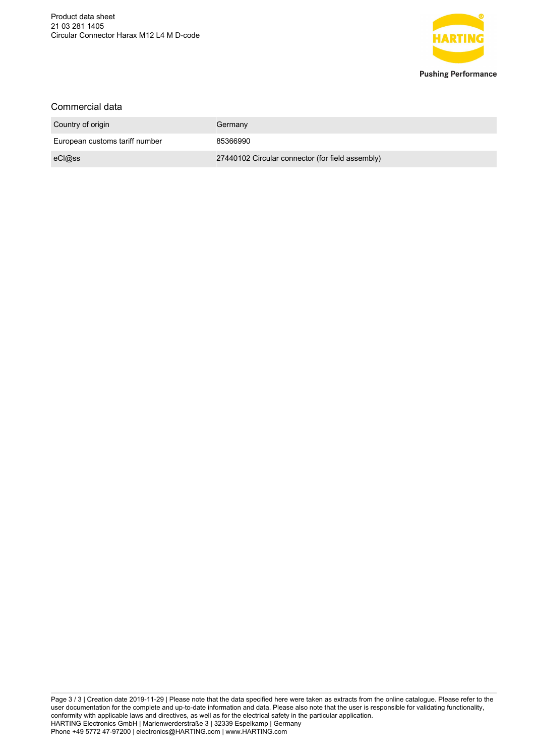## Commercial data

| | |
|---|---|
| Country of origin | Germany |
| European customs tariff number | 85366990 |
| eCl@ss | 27440102 Circular connector (for field assembly) |